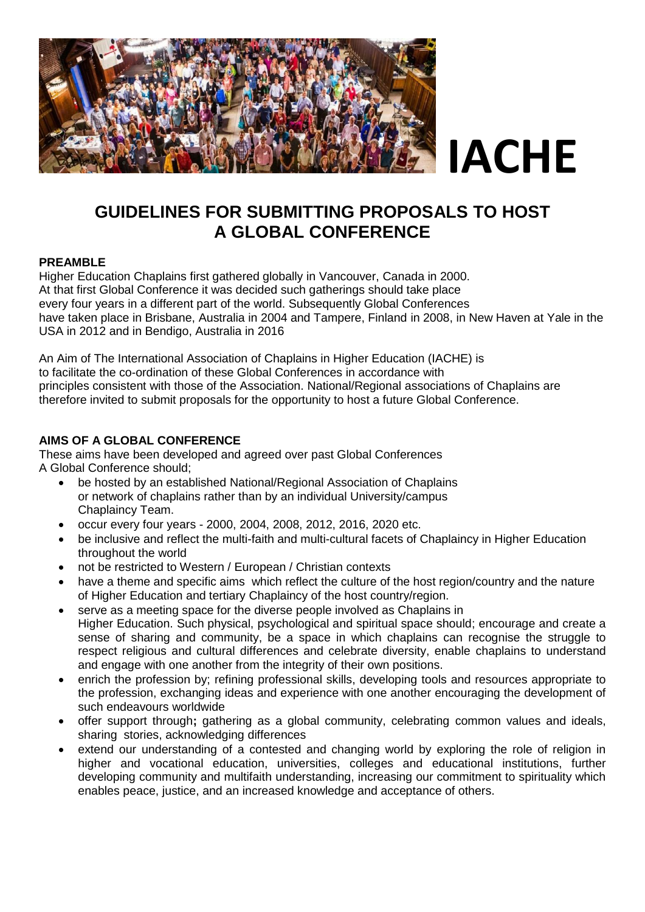IACHE

# GUIDELINES FOR SUBMITTING PROPOSALS TO HOST A GLOBAL CONFERENCE

**PREAMBLE**

Higher Education Chaplains first gathered globally in Vancouver, Canada in 2000. At that first Global Conference it was decided such gatherings should take place every four years in a different part of the world. Subsequently Global Conferences have taken place in Brisbane, Australia in 2004 and Tampere, Finland in 2008, in New Haven at Yale in the USA in 2012 and in Bendigo, Australia in 2016

An Aim of The International Association of Chaplains in Higher Education (IACHE) is to facilitate the co-ordination of these Global Conferences in accordance with principles consistent with those of the Association. National/Regional associations of Chaplains are therefore invited to submit proposals for the opportunity to host a future Global Conference.

**AIMS OF A GLOBAL CONFERENCE**

These aims have been developed and agreed over past Global Conferences

A Global Conference should;

- be hosted by an established National/Regional Association of Chaplains or network of chaplains rather than by an individual University/campus Chaplaincy Team.
- occur every four years - 2000, 2004, 2008, 2012, 2016, 2020 etc.
- be inclusive and reflect the multi-faith and multi-cultural facets of Chaplaincy in Higher Education throughout the world
- not be restricted to Western / European / Christian contexts
- have a theme and specific aims which reflect the culture of the host region/country and the nature of Higher Education and tertiary Chaplaincy of the host country/region.
- serve as a meeting space for the diverse people involved as Chaplains in Higher Education. Such physical, psychological and spiritual space should; encourage and create a sense of sharing and community, be a space in which chaplains can recognise the struggle to respect religious and cultural differences and celebrate diversity, enable chaplains to understand and engage with one another from the integrity of their own positions.
- enrich the profession by; refining professional skills, developing tools and resources appropriate to the profession, exchanging ideas and experience with one another encouraging the development of such endeavours worldwide
- offer support through**;** gathering as a global community, celebrating common values and ideals, sharing stories, acknowledging differences
- extend our understanding of a contested and changing world by exploring the role of religion in higher and vocational education, universities, colleges and educational institutions, further developing community and multifaith understanding, increasing our commitment to spirituality which enables peace, justice, and an increased knowledge and acceptance of others.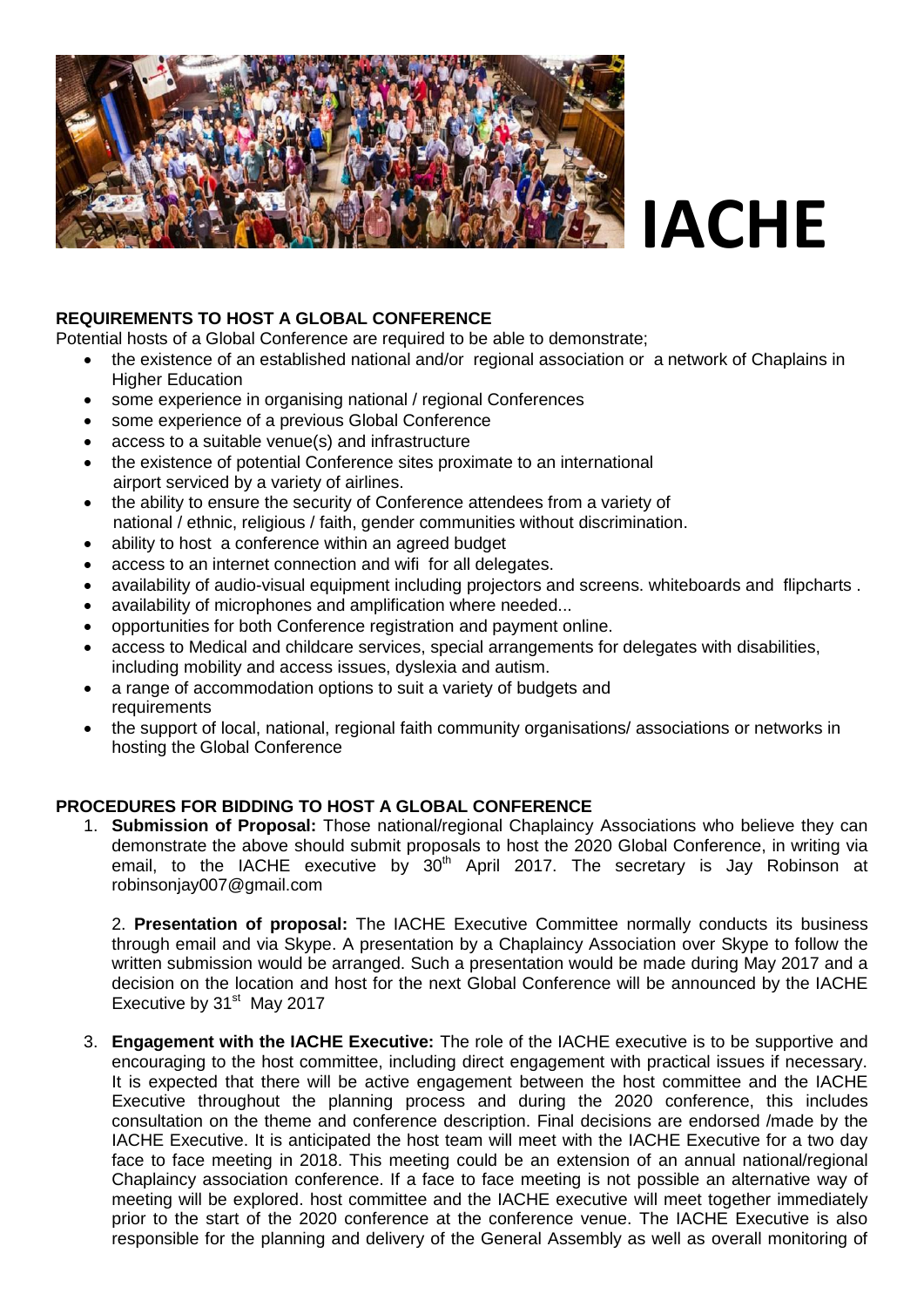IACHE

**REQUIREMENTS TO HOST A GLOBAL CONFERENCE**

Potential hosts of a Global Conference are required to be able to demonstrate;

- the existence of an established national and/or regional association or a network of Chaplains in Higher Education
- some experience in organising national / regional Conferences
- some experience of a previous Global Conference
- access to a suitable venue(s) and infrastructure
- the existence of potential Conference sites proximate to an international airport serviced by a variety of airlines.
- the ability to ensure the security of Conference attendees from a variety of national / ethnic, religious / faith, gender communities without discrimination.
- ability to host a conference within an agreed budget
- access to an internet connection and wifi for all delegates.
- availability of audio-visual equipment including projectors and screens. whiteboards and flipcharts .
- availability of microphones and amplification where needed...
- opportunities for both Conference registration and payment online.
- access to Medical and childcare services, special arrangements for delegates with disabilities, including mobility and access issues, dyslexia and autism.
- a range of accommodation options to suit a variety of budgets and requirements
- the support of local, national, regional faith community organisations/ associations or networks in hosting the Global Conference

**PROCEDURES FOR BIDDING TO HOST A GLOBAL CONFERENCE**

1. **Submission of Proposal:** Those national/regional Chaplaincy Associations who believe they can demonstrate the above should submit proposals to host the 2020 Global Conference, in writing via email, to the IACHE executive by 30th April 2017. The secretary is Jay Robinson at robinsonjay007@gmail.com

2. **Presentation of proposal:** The IACHE Executive Committee normally conducts its business through email and via Skype. A presentation by a Chaplaincy Association over Skype to follow the written submission would be arranged. Such a presentation would be made during May 2017 and a decision on the location and host for the next Global Conference will be announced by the IACHE Executive by 31st May 2017

3. **Engagement with the IACHE Executive:** The role of the IACHE executive is to be supportive and encouraging to the host committee, including direct engagement with practical issues if necessary. It is expected that there will be active engagement between the host committee and the IACHE Executive throughout the planning process and during the 2020 conference, this includes consultation on the theme and conference description. Final decisions are endorsed /made by the IACHE Executive. It is anticipated the host team will meet with the IACHE Executive for a two day face to face meeting in 2018. This meeting could be an extension of an annual national/regional Chaplaincy association conference. If a face to face meeting is not possible an alternative way of meeting will be explored. host committee and the IACHE executive will meet together immediately prior to the start of the 2020 conference at the conference venue. The IACHE Executive is also responsible for the planning and delivery of the General Assembly as well as overall monitoring of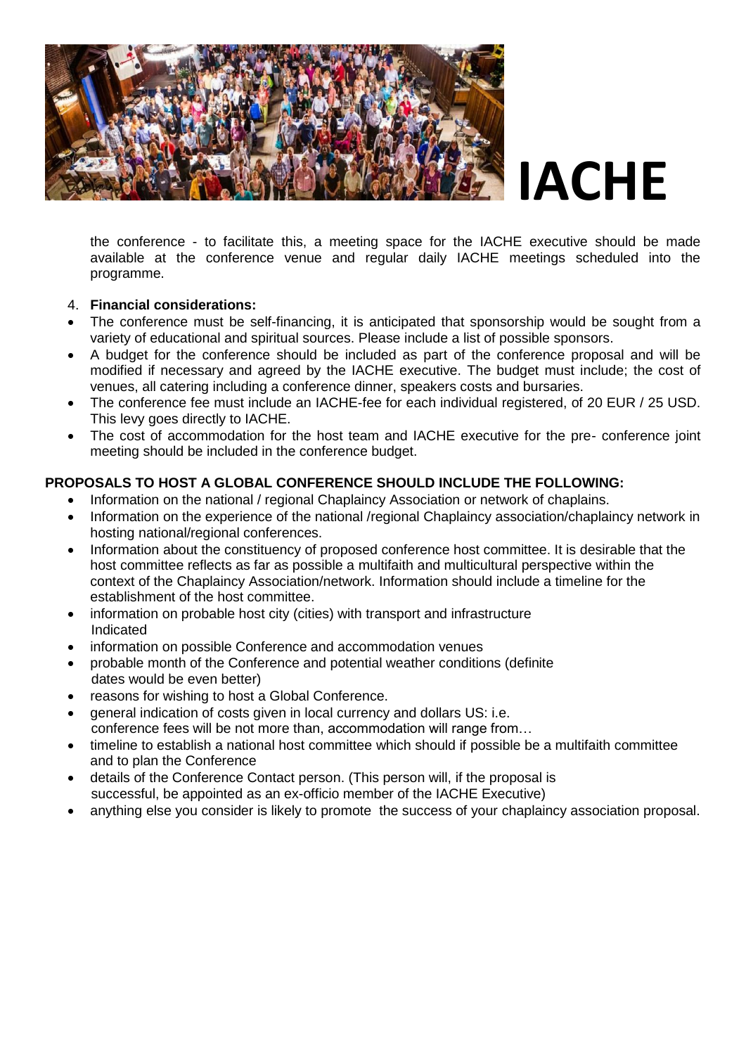the conference - to facilitate this, a meeting space for the IACHE executive should be made available at the conference venue and regular daily IACHE meetings scheduled into the programme.

4. **Financial considerations:**

- The conference must be self-financing, it is anticipated that sponsorship would be sought from a variety of educational and spiritual sources. Please include a list of possible sponsors.
- A budget for the conference should be included as part of the conference proposal and will be modified if necessary and agreed by the IACHE executive. The budget must include; the cost of venues, all catering including a conference dinner, speakers costs and bursaries.
- The conference fee must include an IACHE-fee for each individual registered, of 20 EUR / 25 USD. This levy goes directly to IACHE.
- The cost of accommodation for the host team and IACHE executive for the pre- conference joint meeting should be included in the conference budget.

**PROPOSALS TO HOST A GLOBAL CONFERENCE SHOULD INCLUDE THE FOLLOWING:**

- Information on the national / regional Chaplaincy Association or network of chaplains.
- Information on the experience of the national /regional Chaplaincy association/chaplaincy network in hosting national/regional conferences.
- Information about the constituency of proposed conference host committee. It is desirable that the host committee reflects as far as possible a multifaith and multicultural perspective within the context of the Chaplaincy Association/network. Information should include a timeline for the establishment of the host committee.
- information on probable host city (cities) with transport and infrastructure Indicated
- information on possible Conference and accommodation venues
- probable month of the Conference and potential weather conditions (definite dates would be even better)
- reasons for wishing to host a Global Conference.
- general indication of costs given in local currency and dollars US: i.e. conference fees will be not more than, accommodation will range from…
- timeline to establish a national host committee which should if possible be a multifaith committee and to plan the Conference
- details of the Conference Contact person. (This person will, if the proposal is successful, be appointed as an ex-officio member of the IACHE Executive)
- anything else you consider is likely to promote the success of your chaplaincy association proposal.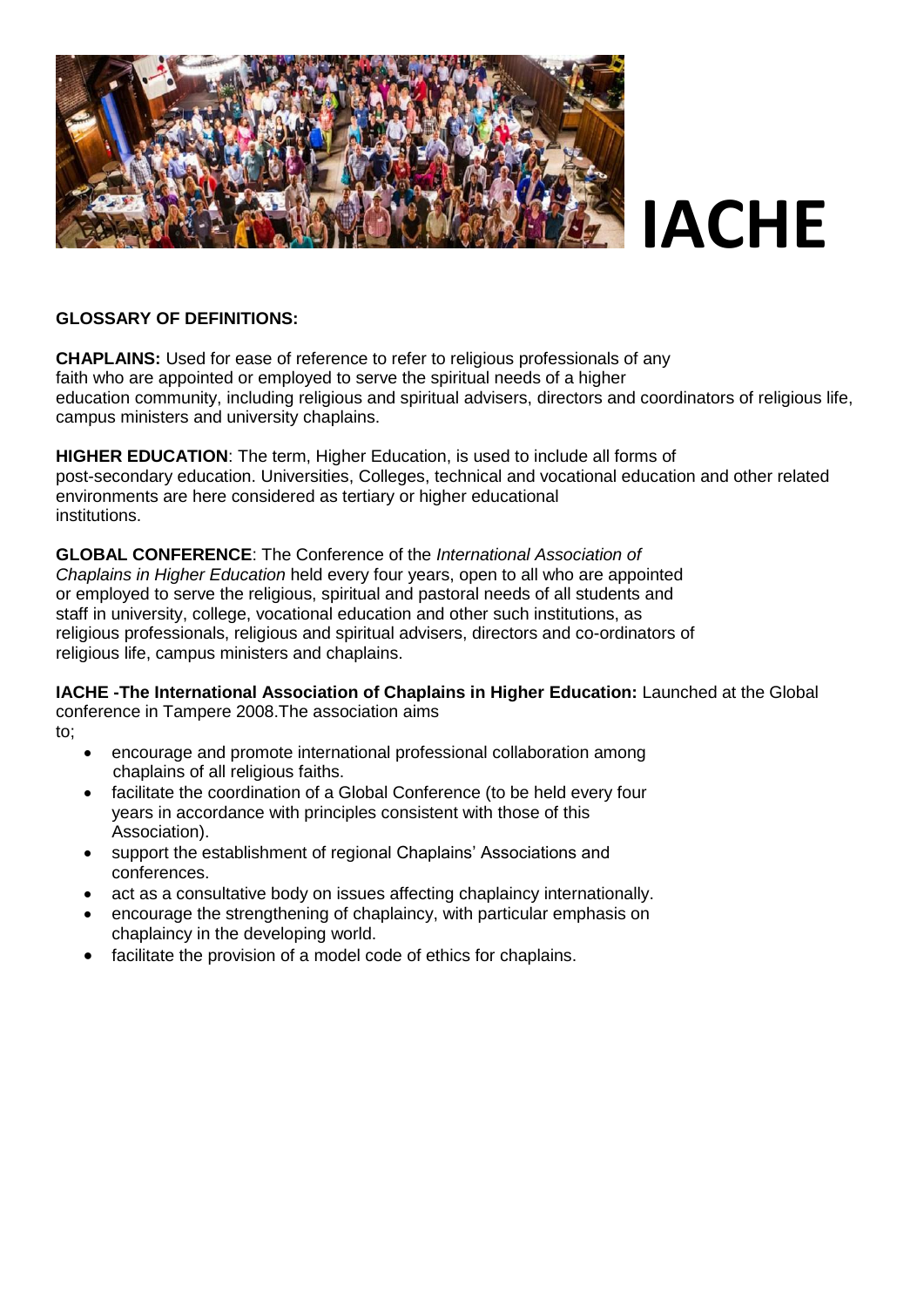# IACHE

**GLOSSARY OF DEFINITIONS:**

**CHAPLAINS:** Used for ease of reference to refer to religious professionals of any faith who are appointed or employed to serve the spiritual needs of a higher education community, including religious and spiritual advisers, directors and coordinators of religious life, campus ministers and university chaplains.

**HIGHER EDUCATION**: The term, Higher Education, is used to include all forms of post-secondary education. Universities, Colleges, technical and vocational education and other related environments are here considered as tertiary or higher educational institutions.

**GLOBAL CONFERENCE**: The Conference of the *International Association of Chaplains in Higher Education* held every four years, open to all who are appointed or employed to serve the religious, spiritual and pastoral needs of all students and staff in university, college, vocational education and other such institutions, as religious professionals, religious and spiritual advisers, directors and co-ordinators of religious life, campus ministers and chaplains.

**IACHE -The International Association of Chaplains in Higher Education:** Launched at the Global conference in Tampere 2008.The association aims to;

- encourage and promote international professional collaboration among chaplains of all religious faiths.
- facilitate the coordination of a Global Conference (to be held every four years in accordance with principles consistent with those of this Association).
- support the establishment of regional Chaplains' Associations and conferences.
- act as a consultative body on issues affecting chaplaincy internationally.
- encourage the strengthening of chaplaincy, with particular emphasis on chaplaincy in the developing world.
- facilitate the provision of a model code of ethics for chaplains.